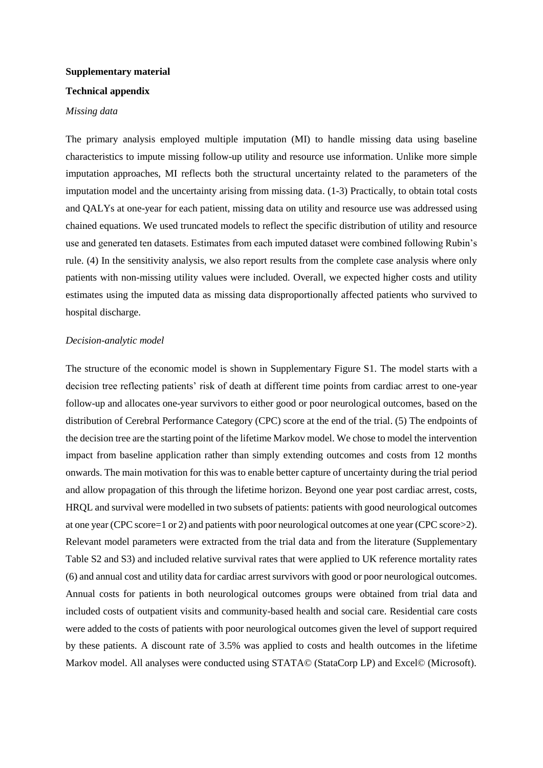**Supplementary material**

**Technical appendix**

*Missing data*

The primary analysis employed multiple imputation (MI) to handle missing data using baseline characteristics to impute missing follow-up utility and resource use information. Unlike more simple imputation approaches, MI reflects both the structural uncertainty related to the parameters of the imputation model and the uncertainty arising from missing data. (1-3) Practically, to obtain total costs and QALYs at one-year for each patient, missing data on utility and resource use was addressed using chained equations. We used truncated models to reflect the specific distribution of utility and resource use and generated ten datasets. Estimates from each imputed dataset were combined following Rubin's rule. (4) In the sensitivity analysis, we also report results from the complete case analysis where only patients with non-missing utility values were included. Overall, we expected higher costs and utility estimates using the imputed data as missing data disproportionally affected patients who survived to hospital discharge.

*Decision-analytic model*

The structure of the economic model is shown in Supplementary Figure S1. The model starts with a decision tree reflecting patients' risk of death at different time points from cardiac arrest to one-year follow-up and allocates one-year survivors to either good or poor neurological outcomes, based on the distribution of Cerebral Performance Category (CPC) score at the end of the trial. (5) The endpoints of the decision tree are the starting point of the lifetime Markov model. We chose to model the intervention impact from baseline application rather than simply extending outcomes and costs from 12 months onwards. The main motivation for this was to enable better capture of uncertainty during the trial period and allow propagation of this through the lifetime horizon. Beyond one year post cardiac arrest, costs, HRQL and survival were modelled in two subsets of patients: patients with good neurological outcomes at one year (CPC score=1 or 2) and patients with poor neurological outcomes at one year (CPC score>2). Relevant model parameters were extracted from the trial data and from the literature (Supplementary Table S2 and S3) and included relative survival rates that were applied to UK reference mortality rates (6) and annual cost and utility data for cardiac arrest survivors with good or poor neurological outcomes. Annual costs for patients in both neurological outcomes groups were obtained from trial data and included costs of outpatient visits and community-based health and social care. Residential care costs were added to the costs of patients with poor neurological outcomes given the level of support required by these patients. A discount rate of 3.5% was applied to costs and health outcomes in the lifetime Markov model. All analyses were conducted using STATA© (StataCorp LP) and Excel© (Microsoft).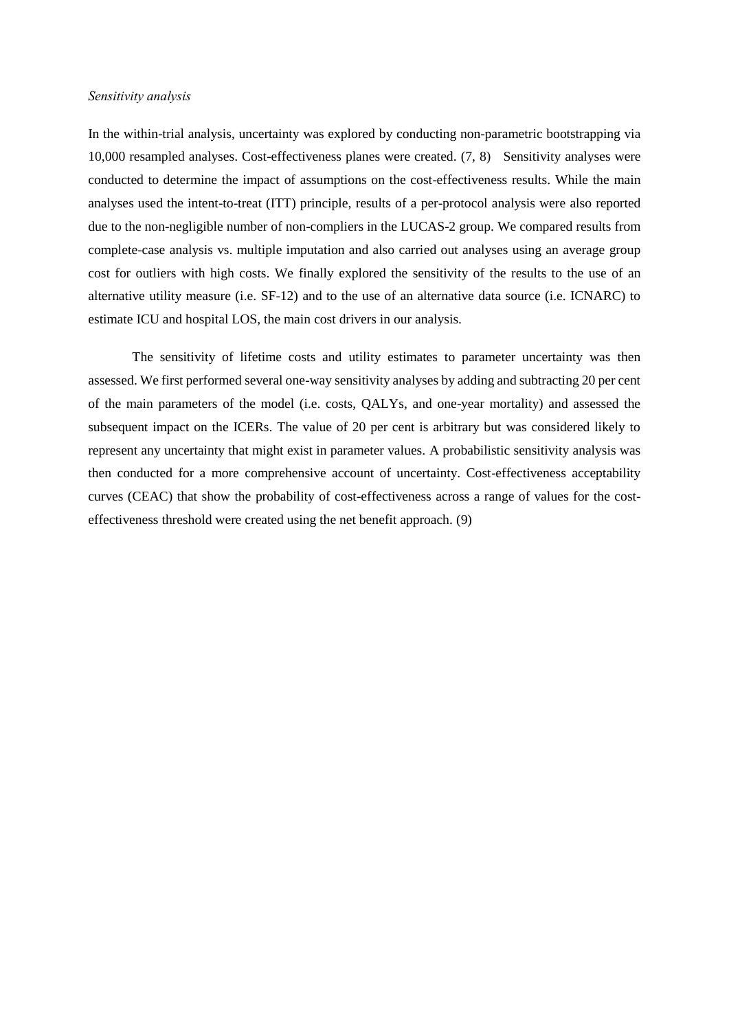*Sensitivity analysis*

In the within-trial analysis, uncertainty was explored by conducting non-parametric bootstrapping via 10,000 resampled analyses. Cost-effectiveness planes were created. (7, 8) Sensitivity analyses were conducted to determine the impact of assumptions on the cost-effectiveness results. While the main analyses used the intent-to-treat (ITT) principle, results of a per-protocol analysis were also reported due to the non-negligible number of non-compliers in the LUCAS-2 group. We compared results from complete-case analysis vs. multiple imputation and also carried out analyses using an average group cost for outliers with high costs. We finally explored the sensitivity of the results to the use of an alternative utility measure (i.e. SF-12) and to the use of an alternative data source (i.e. ICNARC) to estimate ICU and hospital LOS, the main cost drivers in our analysis.

The sensitivity of lifetime costs and utility estimates to parameter uncertainty was then assessed. We first performed several one-way sensitivity analyses by adding and subtracting 20 per cent of the main parameters of the model (i.e. costs, QALYs, and one-year mortality) and assessed the subsequent impact on the ICERs. The value of 20 per cent is arbitrary but was considered likely to represent any uncertainty that might exist in parameter values. A probabilistic sensitivity analysis was then conducted for a more comprehensive account of uncertainty. Cost-effectiveness acceptability curves (CEAC) that show the probability of cost-effectiveness across a range of values for the cost-effectiveness threshold were created using the net benefit approach. (9)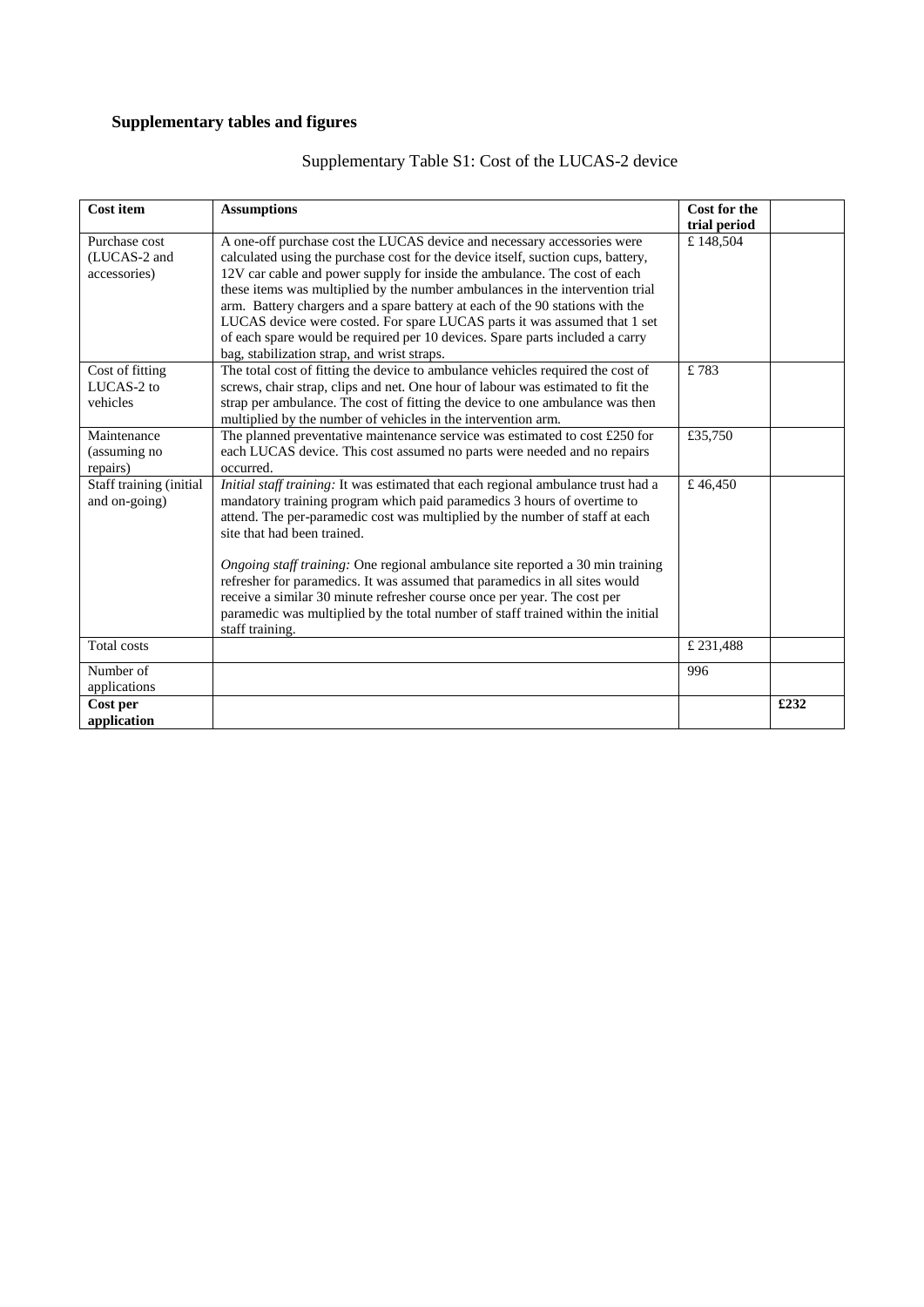## Supplementary tables and figures

Supplementary Table S1: Cost of the LUCAS-2 device

| Cost item | Assumptions | Cost for the trial period | |
|---|---|---|---|
| Purchase cost (LUCAS-2 and accessories) | A one-off purchase cost the LUCAS device and necessary accessories were calculated using the purchase cost for the device itself, suction cups, battery, 12V car cable and power supply for inside the ambulance. The cost of each these items was multiplied by the number ambulances in the intervention trial arm. Battery chargers and a spare battery at each of the 90 stations with the LUCAS device were costed. For spare LUCAS parts it was assumed that 1 set of each spare would be required per 10 devices. Spare parts included a carry bag, stabilization strap, and wrist straps. | £ 148,504 | |
| Cost of fitting LUCAS-2 to vehicles | The total cost of fitting the device to ambulance vehicles required the cost of screws, chair strap, clips and net. One hour of labour was estimated to fit the strap per ambulance. The cost of fitting the device to one ambulance was then multiplied by the number of vehicles in the intervention arm. | £ 783 | |
| Maintenance (assuming no repairs) | The planned preventative maintenance service was estimated to cost £250 for each LUCAS device. This cost assumed no parts were needed and no repairs occurred. | £35,750 | |
| Staff training (initial and on-going) | *Initial staff training:* It was estimated that each regional ambulance trust had a mandatory training program which paid paramedics 3 hours of overtime to attend. The per-paramedic cost was multiplied by the number of staff at each site that had been trained.<br><br>*Ongoing staff training:* One regional ambulance site reported a 30 min training refresher for paramedics. It was assumed that paramedics in all sites would receive a similar 30 minute refresher course once per year. The cost per paramedic was multiplied by the total number of staff trained within the initial staff training. | £ 46,450 | |
| Total costs | | £ 231,488 | |
| Number of applications | | 996 | |
| **Cost per application** | | | **£232** |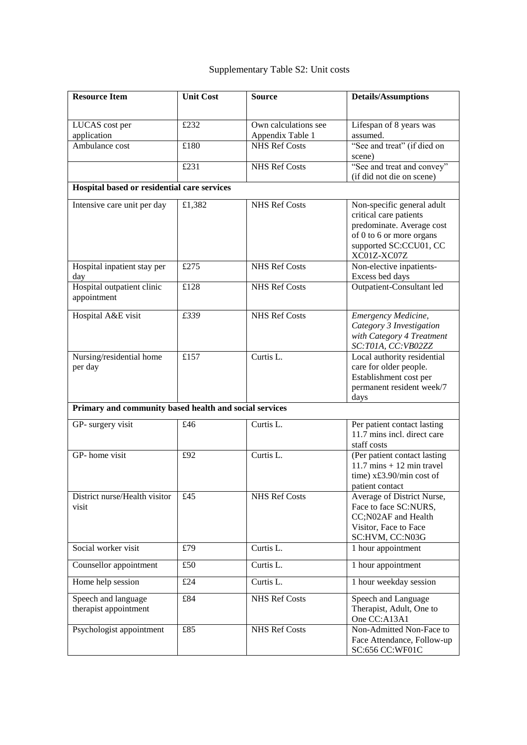Supplementary Table S2: Unit costs

| Resource Item | Unit Cost | Source | Details/Assumptions |
|---|---|---|---|
| LUCAS cost per application | £232 | Own calculations see Appendix Table 1 | Lifespan of 8 years was assumed. |
| Ambulance cost | £180 | NHS Ref Costs | "See and treat" (if died on scene) |
| | £231 | NHS Ref Costs | "See and treat and convey" (if did not die on scene) |
| **Hospital based or residential care services** | | | |
| Intensive care unit per day | £1,382 | NHS Ref Costs | Non-specific general adult critical care patients predominate. Average cost of 0 to 6 or more organs supported SC:CCU01, CC XC01Z-XC07Z |
| Hospital inpatient stay per day | £275 | NHS Ref Costs | Non-elective inpatients-Excess bed days |
| Hospital outpatient clinic appointment | £128 | NHS Ref Costs | Outpatient-Consultant led |
| Hospital A&E visit | *£339* | NHS Ref Costs | *Emergency Medicine, Category 3 Investigation with Category 4 Treatment SC:T01A, CC:VB02ZZ* |
| Nursing/residential home per day | £157 | Curtis L. | Local authority residential care for older people. Establishment cost per permanent resident week/7 days |
| **Primary and community based health and social services** | | | |
| GP- surgery visit | £46 | Curtis L. | Per patient contact lasting 11.7 mins incl. direct care staff costs |
| GP- home visit | £92 | Curtis L. | (Per patient contact lasting 11.7 mins + 12 min travel time) x£3.90/min cost of patient contact |
| District nurse/Health visitor visit | £45 | NHS Ref Costs | Average of District Nurse, Face to face SC:NURS, CC;N02AF and Health Visitor, Face to Face SC:HVM, CC:N03G |
| Social worker visit | £79 | Curtis L. | 1 hour appointment |
| Counsellor appointment | £50 | Curtis L. | 1 hour appointment |
| Home help session | £24 | Curtis L. | 1 hour weekday session |
| Speech and language therapist appointment | £84 | NHS Ref Costs | Speech and Language Therapist, Adult, One to One CC:A13A1 |
| Psychologist appointment | £85 | NHS Ref Costs | Non-Admitted Non-Face to Face Attendance, Follow-up SC:656 CC:WF01C |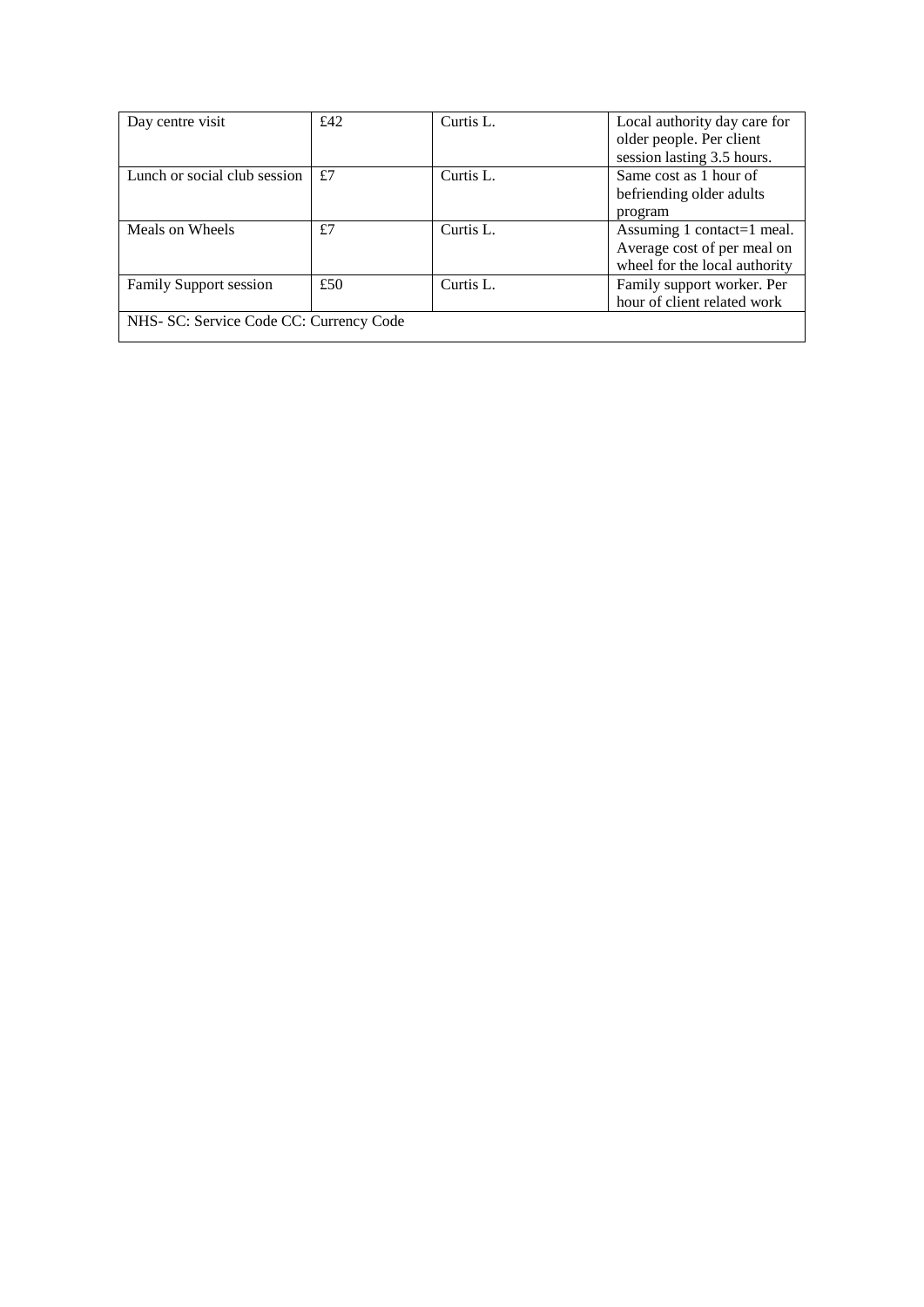| Day centre visit | £42 | Curtis L. | Local authority day care for older people. Per client session lasting 3.5 hours. |
|---|---|---|---|
| Lunch or social club session | £7 | Curtis L. | Same cost as 1 hour of befriending older adults program |
| Meals on Wheels | £7 | Curtis L. | Assuming 1 contact=1 meal. Average cost of per meal on wheel for the local authority |
| Family Support session | £50 | Curtis L. | Family support worker. Per hour of client related work |
| NHS- SC: Service Code CC: Currency Code | | | |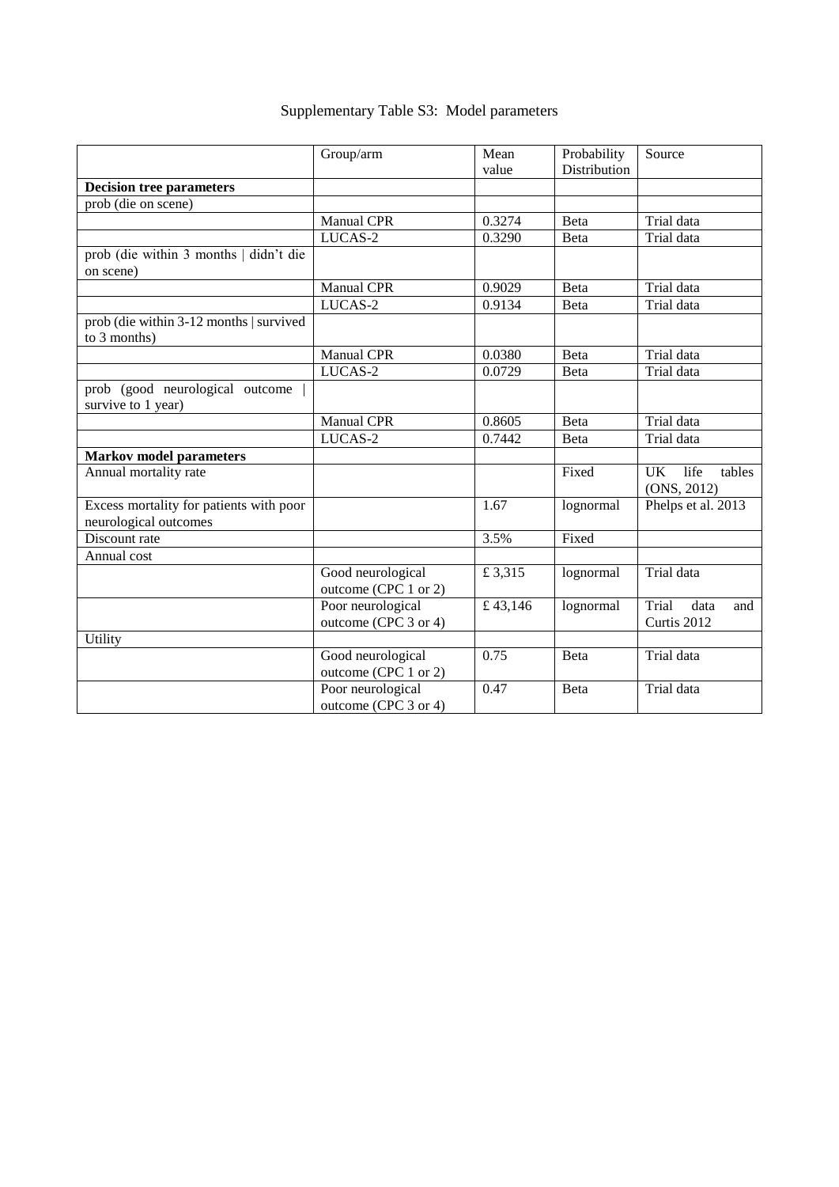Supplementary Table S3: Model parameters

| | Group/arm | Mean value | Probability Distribution | Source |
|---|---|---|---|---|
| **Decision tree parameters** | | | | |
| prob (die on scene) | | | | |
| | Manual CPR | 0.3274 | Beta | Trial data |
| | LUCAS-2 | 0.3290 | Beta | Trial data |
| prob (die within 3 months \| didn't die on scene) | | | | |
| | Manual CPR | 0.9029 | Beta | Trial data |
| | LUCAS-2 | 0.9134 | Beta | Trial data |
| prob (die within 3-12 months \| survived to 3 months) | | | | |
| | Manual CPR | 0.0380 | Beta | Trial data |
| | LUCAS-2 | 0.0729 | Beta | Trial data |
| prob (good neurological outcome \| survive to 1 year) | | | | |
| | Manual CPR | 0.8605 | Beta | Trial data |
| | LUCAS-2 | 0.7442 | Beta | Trial data |
| **Markov model parameters** | | | | |
| Annual mortality rate | | | Fixed | UK life tables (ONS, 2012) |
| Excess mortality for patients with poor neurological outcomes | | 1.67 | lognormal | Phelps et al. 2013 |
| Discount rate | | 3.5% | Fixed | |
| Annual cost | | | | |
| | Good neurological outcome (CPC 1 or 2) | £ 3,315 | lognormal | Trial data |
| | Poor neurological outcome (CPC 3 or 4) | £ 43,146 | lognormal | Trial data and Curtis 2012 |
| Utility | | | | |
| | Good neurological outcome (CPC 1 or 2) | 0.75 | Beta | Trial data |
| | Poor neurological outcome (CPC 3 or 4) | 0.47 | Beta | Trial data |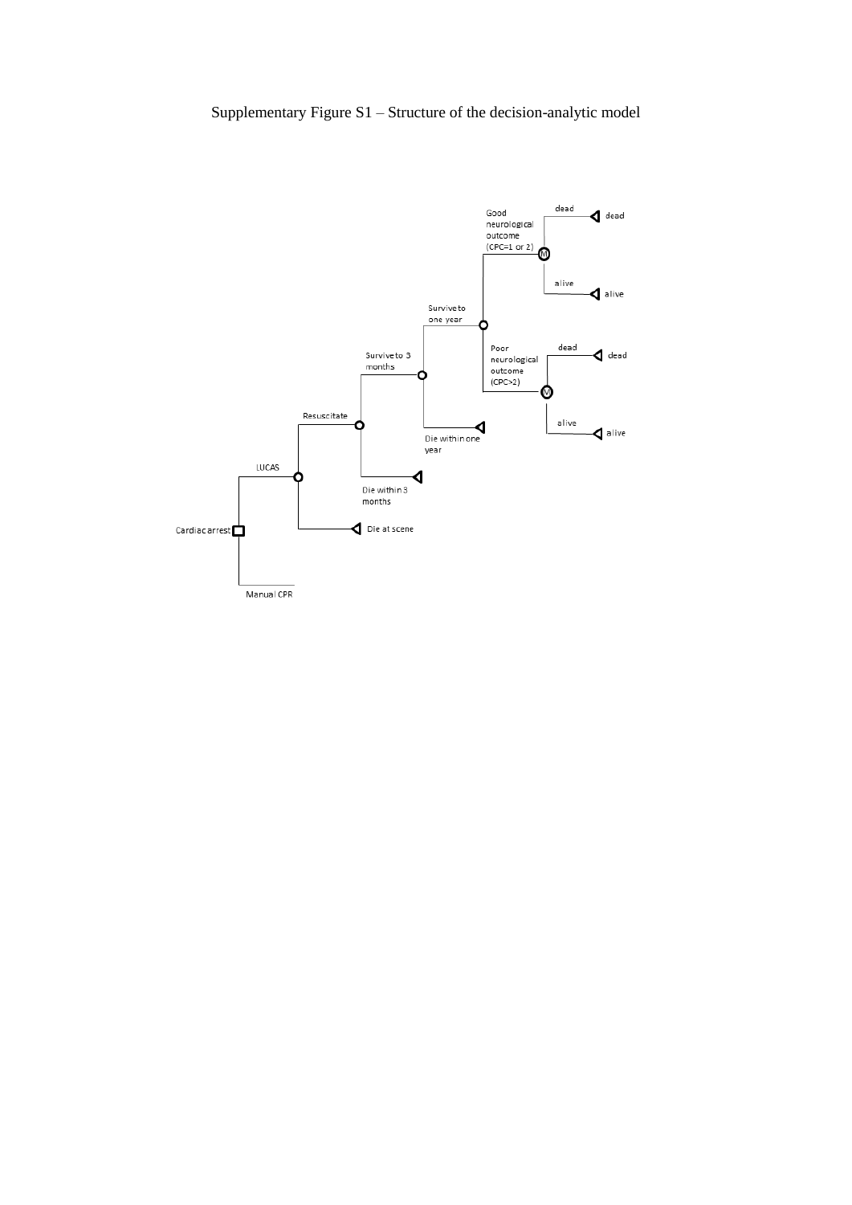Supplementary Figure S1 – Structure of the decision-analytic model

Cardiac arrest
LUCAS
Resuscitate
Survive to 3 months
Survive to one year
Good neurological outcome (CPC=1 or 2)
dead
dead
alive
alive
Poor neurological outcome (CPC>2)
dead
dead
alive
alive
Die within one year
Die within 3 months
Die at scene
Manual CPR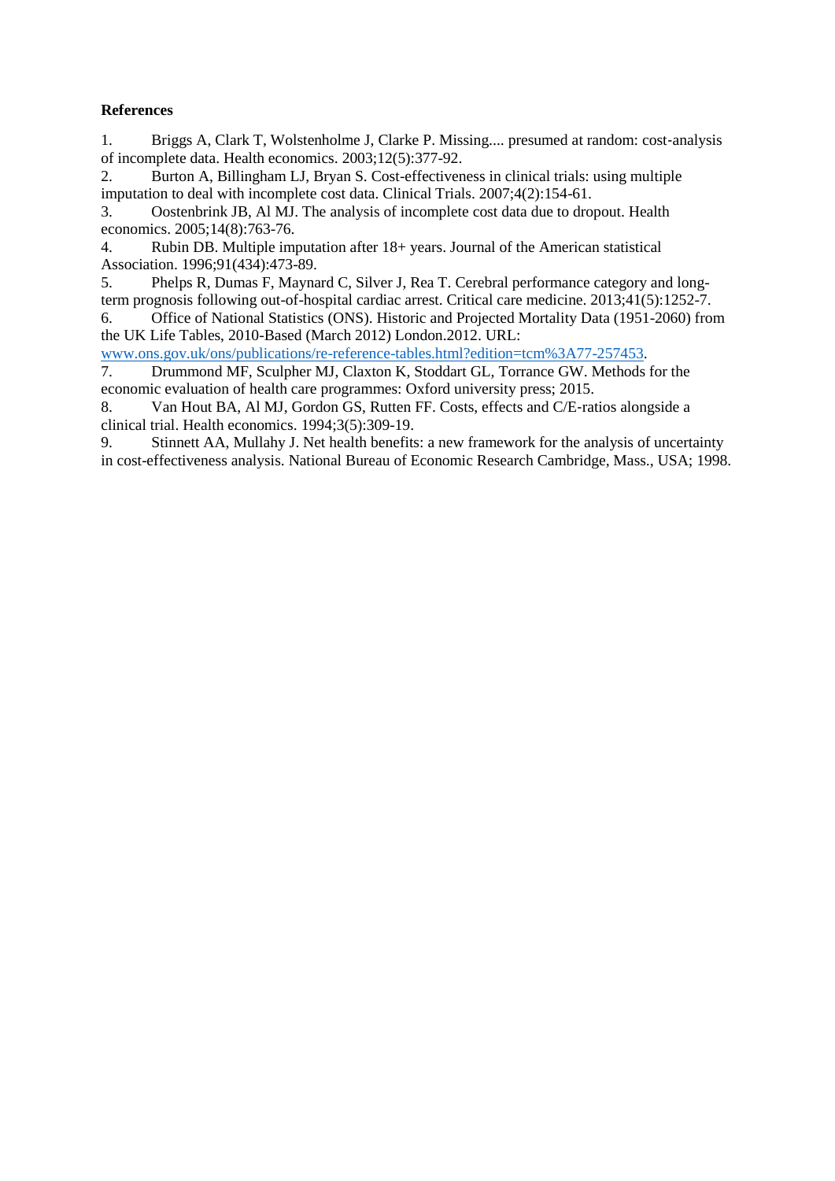**References**

1. Briggs A, Clark T, Wolstenholme J, Clarke P. Missing.... presumed at random: cost-analysis of incomplete data. Health economics. 2003;12(5):377-92.
2. Burton A, Billingham LJ, Bryan S. Cost-effectiveness in clinical trials: using multiple imputation to deal with incomplete cost data. Clinical Trials. 2007;4(2):154-61.
3. Oostenbrink JB, Al MJ. The analysis of incomplete cost data due to dropout. Health economics. 2005;14(8):763-76.
4. Rubin DB. Multiple imputation after 18+ years. Journal of the American statistical Association. 1996;91(434):473-89.
5. Phelps R, Dumas F, Maynard C, Silver J, Rea T. Cerebral performance category and long-term prognosis following out-of-hospital cardiac arrest. Critical care medicine. 2013;41(5):1252-7.
6. Office of National Statistics (ONS). Historic and Projected Mortality Data (1951-2060) from the UK Life Tables, 2010-Based (March 2012) London.2012. URL: www.ons.gov.uk/ons/publications/re-reference-tables.html?edition=tcm%3A77-257453.
7. Drummond MF, Sculpher MJ, Claxton K, Stoddart GL, Torrance GW. Methods for the economic evaluation of health care programmes: Oxford university press; 2015.
8. Van Hout BA, Al MJ, Gordon GS, Rutten FF. Costs, effects and C/E-ratios alongside a clinical trial. Health economics. 1994;3(5):309-19.
9. Stinnett AA, Mullahy J. Net health benefits: a new framework for the analysis of uncertainty in cost-effectiveness analysis. National Bureau of Economic Research Cambridge, Mass., USA; 1998.